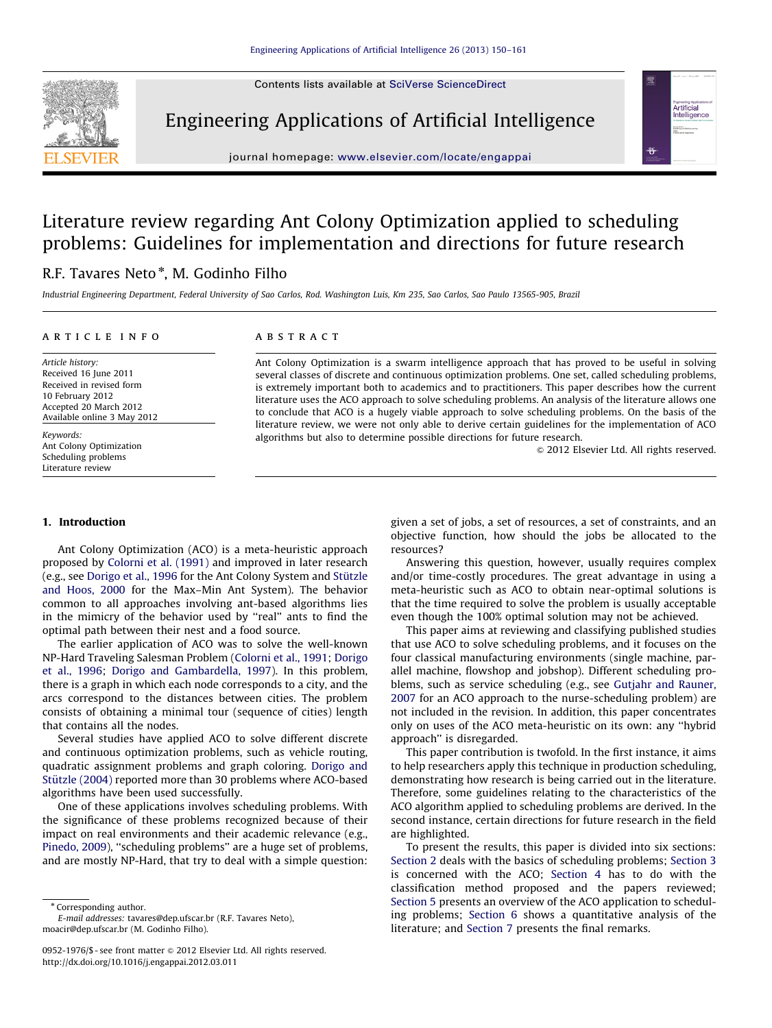Contents lists available at SciVerse ScienceDirect

# Engineering Applications of Artificial Intelligence

journal homepage: www.elsevier.com/locate/engappai

# Literature review regarding Ant Colony Optimization applied to scheduling problems: Guidelines for implementation and directions for future research

R.F. Tavares Neto *, M. Godinho Filho

*Industrial Engineering Department, Federal University of Sao Carlos, Rod. Washington Luis, Km 235, Sao Carlos, Sao Paulo 13565-905, Brazil*

**ARTICLE INFO**

*Article history:*
Received 16 June 2011
Received in revised form
10 February 2012
Accepted 20 March 2012
Available online 3 May 2012

*Keywords:*
Ant Colony Optimization
Scheduling problems
Literature review

**ABSTRACT**

Ant Colony Optimization is a swarm intelligence approach that has proved to be useful in solving several classes of discrete and continuous optimization problems. One set, called scheduling problems, is extremely important both to academics and to practitioners. This paper describes how the current literature uses the ACO approach to solve scheduling problems. An analysis of the literature allows one to conclude that ACO is a hugely viable approach to solve scheduling problems. On the basis of the literature review, we were not only able to derive certain guidelines for the implementation of ACO algorithms but also to determine possible directions for future research.

© 2012 Elsevier Ltd. All rights reserved.

## 1. Introduction

Ant Colony Optimization (ACO) is a meta-heuristic approach proposed by Colorni et al. (1991) and improved in later research (e.g., see Dorigo et al., 1996 for the Ant Colony System and Stützle and Hoos, 2000 for the Max–Min Ant System). The behavior common to all approaches involving ant-based algorithms lies in the mimicry of the behavior used by "real" ants to find the optimal path between their nest and a food source.

The earlier application of ACO was to solve the well-known NP-Hard Traveling Salesman Problem (Colorni et al., 1991; Dorigo et al., 1996; Dorigo and Gambardella, 1997). In this problem, there is a graph in which each node corresponds to a city, and the arcs correspond to the distances between cities. The problem consists of obtaining a minimal tour (sequence of cities) length that contains all the nodes.

Several studies have applied ACO to solve different discrete and continuous optimization problems, such as vehicle routing, quadratic assignment problems and graph coloring. Dorigo and Stützle (2004) reported more than 30 problems where ACO-based algorithms have been used successfully.

One of these applications involves scheduling problems. With the significance of these problems recognized because of their impact on real environments and their academic relevance (e.g., Pinedo, 2009), "scheduling problems" are a huge set of problems, and are mostly NP-Hard, that try to deal with a simple question: given a set of jobs, a set of resources, a set of constraints, and an objective function, how should the jobs be allocated to the resources?

Answering this question, however, usually requires complex and/or time-costly procedures. The great advantage in using a meta-heuristic such as ACO to obtain near-optimal solutions is that the time required to solve the problem is usually acceptable even though the 100% optimal solution may not be achieved.

This paper aims at reviewing and classifying published studies that use ACO to solve scheduling problems, and it focuses on the four classical manufacturing environments (single machine, parallel machine, flowshop and jobshop). Different scheduling problems, such as service scheduling (e.g., see Gutjahr and Rauner, 2007 for an ACO approach to the nurse-scheduling problem) are not included in the revision. In addition, this paper concentrates only on uses of the ACO meta-heuristic on its own: any "hybrid approach" is disregarded.

This paper contribution is twofold. In the first instance, it aims to help researchers apply this technique in production scheduling, demonstrating how research is being carried out in the literature. Therefore, some guidelines relating to the characteristics of the ACO algorithm applied to scheduling problems are derived. In the second instance, certain directions for future research in the field are highlighted.

To present the results, this paper is divided into six sections: Section 2 deals with the basics of scheduling problems; Section 3 is concerned with the ACO; Section 4 has to do with the classification method proposed and the papers reviewed; Section 5 presents an overview of the ACO application to scheduling problems; Section 6 shows a quantitative analysis of the literature; and Section 7 presents the final remarks.

* Corresponding author.
E-mail addresses: tavares@dep.ufscar.br (R.F. Tavares Neto), moacir@dep.ufscar.br (M. Godinho Filho).

0952-1976/$ - see front matter © 2012 Elsevier Ltd. All rights reserved.
http://dx.doi.org/10.1016/j.engappai.2012.03.011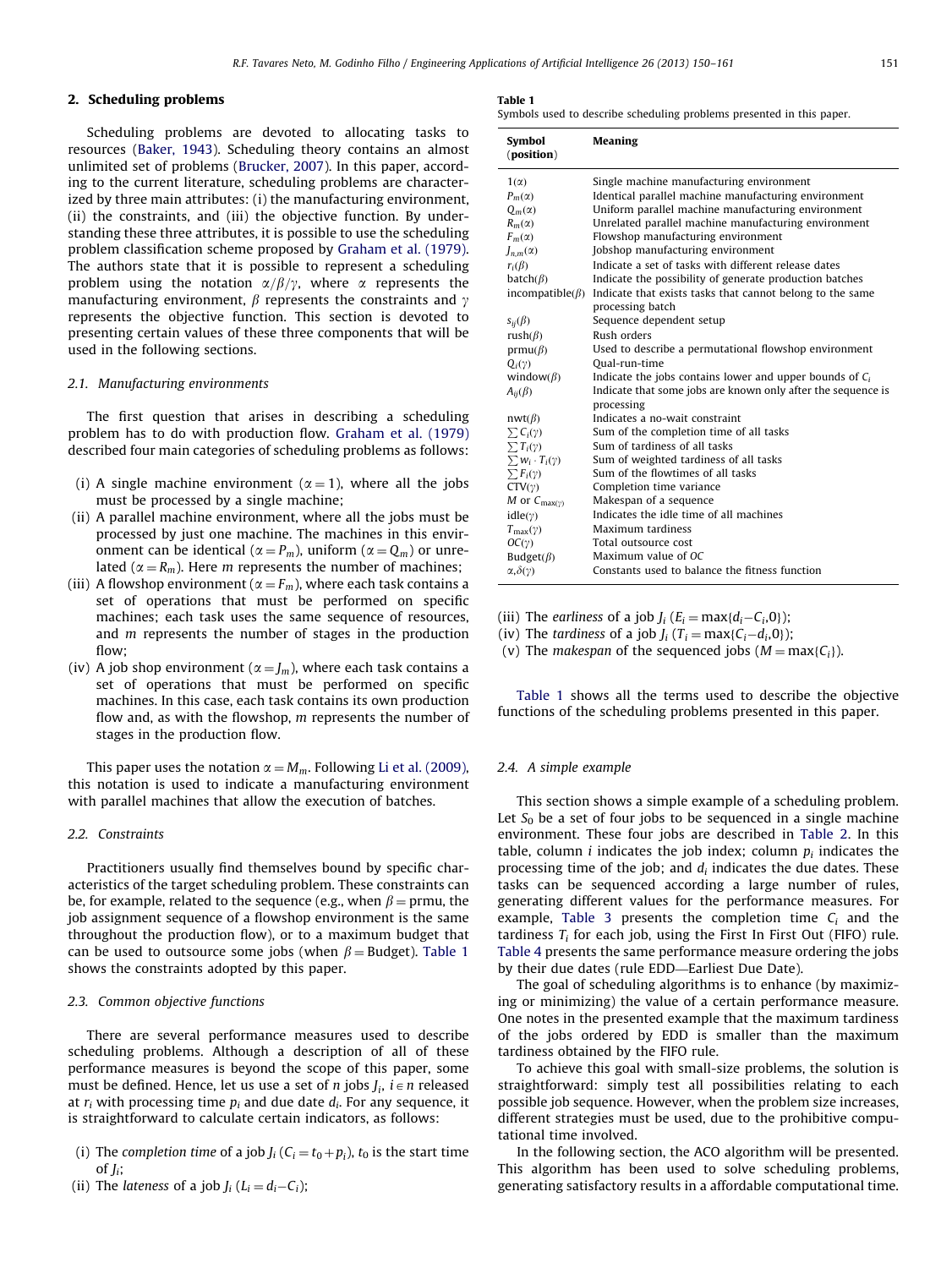## 2. Scheduling problems

Scheduling problems are devoted to allocating tasks to resources (Baker, 1943). Scheduling theory contains an almost unlimited set of problems (Brucker, 2007). In this paper, according to the current literature, scheduling problems are characterized by three main attributes: (i) the manufacturing environment, (ii) the constraints, and (iii) the objective function. By understanding these three attributes, it is possible to use the scheduling problem classification scheme proposed by Graham et al. (1979). The authors state that it is possible to represent a scheduling problem using the notation $\alpha/\beta/\gamma$, where $\alpha$ represents the manufacturing environment, $\beta$ represents the constraints and $\gamma$ represents the objective function. This section is devoted to presenting certain values of these three components that will be used in the following sections.

### 2.1. Manufacturing environments

The first question that arises in describing a scheduling problem has to do with production flow. Graham et al. (1979) described four main categories of scheduling problems as follows:

(i) A single machine environment ($\alpha = 1$), where all the jobs must be processed by a single machine;

(ii) A parallel machine environment, where all the jobs must be processed by just one machine. The machines in this environment can be identical ($\alpha = P_m$), uniform ($\alpha = Q_m$) or unrelated ($\alpha = R_m$). Here $m$ represents the number of machines;

(iii) A flowshop environment ($\alpha = F_m$), where each task contains a set of operations that must be performed on specific machines; each task uses the same sequence of resources, and $m$ represents the number of stages in the production flow;

(iv) A job shop environment ($\alpha = J_m$), where each task contains a set of operations that must be performed on specific machines. In this case, each task contains its own production flow and, as with the flowshop, $m$ represents the number of stages in the production flow.

This paper uses the notation $\alpha = M_m$. Following Li et al. (2009), this notation is used to indicate a manufacturing environment with parallel machines that allow the execution of batches.

### 2.2. Constraints

Practitioners usually find themselves bound by specific characteristics of the target scheduling problem. These constraints can be, for example, related to the sequence (e.g., when $\beta$ = prmu, the job assignment sequence of a flowshop environment is the same throughout the production flow), or to a maximum budget that can be used to outsource some jobs (when $\beta$ = Budget). Table 1 shows the constraints adopted by this paper.

### 2.3. Common objective functions

There are several performance measures used to describe scheduling problems. Although a description of all of these performance measures is beyond the scope of this paper, some must be defined. Hence, let us use a set of $n$ jobs $J_i$, $i \in n$ released at $r_i$ with processing time $p_i$ and due date $d_i$. For any sequence, it is straightforward to calculate certain indicators, as follows:

(i) The *completion time* of a job $J_i$ ($C_i = t_0 + p_i$), $t_0$ is the start time of $J_i$;

(ii) The *lateness* of a job $J_i$ ($L_i = d_i - C_i$);

(iii) The *earliness* of a job $J_i$ ($E_i = \max\{d_i - C_i, 0\}$);

(iv) The *tardiness* of a job $J_i$ ($T_i = \max\{C_i - d_i, 0\}$);

(v) The *makespan* of the sequenced jobs ($M = \max\{C_i\}$).

**Table 1**
Symbols used to describe scheduling problems presented in this paper.

| Symbol (position) | Meaning |
|---|---|
| $1(\alpha)$ | Single machine manufacturing environment |
| $P_m(\alpha)$ | Identical parallel machine manufacturing environment |
| $Q_m(\alpha)$ | Uniform parallel machine manufacturing environment |
| $R_m(\alpha)$ | Unrelated parallel machine manufacturing environment |
| $F_m(\alpha)$ | Flowshop manufacturing environment |
| $J_{n,m}(\alpha)$ | Jobshop manufacturing environment |
| $r_i(\beta)$ | Indicate a set of tasks with different release dates |
| batch($\beta$) | Indicate the possibility of generate production batches |
| incompatible($\beta$) | Indicate that exists tasks that cannot belong to the same processing batch |
| $s_{ij}(\beta)$ | Sequence dependent setup |
| rush($\beta$) | Rush orders |
| prmu($\beta$) | Used to describe a permutational flowshop environment |
| $Q_i(\gamma)$ | Qual-run-time |
| window($\beta$) | Indicate the jobs contains lower and upper bounds of $C_i$ |
| $A_{ij}(\beta)$ | Indicate that some jobs are known only after the sequence is processing |
| nwt($\beta$) | Indicates a no-wait constraint |
| $\sum C_i(\gamma)$ | Sum of the completion time of all tasks |
| $\sum T_i(\gamma)$ | Sum of tardiness of all tasks |
| $\sum w_i \cdot T_i(\gamma)$ | Sum of weighted tardiness of all tasks |
| $\sum F_i(\gamma)$ | Sum of the flowtimes of all tasks |
| CTV($\gamma$) | Completion time variance |
| $M$ or $C_{\max(\gamma)}$ | Makespan of a sequence |
| idle($\gamma$) | Indicates the idle time of all machines |
| $T_{\max}(\gamma)$ | Maximum tardiness |
| $OC(\gamma)$ | Total outsource cost |
| Budget($\beta$) | Maximum value of $OC$ |
| $\alpha,\delta(\gamma)$ | Constants used to balance the fitness function |

Table 1 shows all the terms used to describe the objective functions of the scheduling problems presented in this paper.

### 2.4. A simple example

This section shows a simple example of a scheduling problem. Let $S_0$ be a set of four jobs to be sequenced in a single machine environment. These four jobs are described in Table 2. In this table, column $i$ indicates the job index; column $p_i$ indicates the processing time of the job; and $d_i$ indicates the due dates. These tasks can be sequenced according a large number of rules, generating different values for the performance measures. For example, Table 3 presents the completion time $C_i$ and the tardiness $T_i$ for each job, using the First In First Out (FIFO) rule. Table 4 presents the same performance measure ordering the jobs by their due dates (rule EDD—Earliest Due Date).

The goal of scheduling algorithms is to enhance (by maximizing or minimizing) the value of a certain performance measure. One notes in the presented example that the maximum tardiness of the jobs ordered by EDD is smaller than the maximum tardiness obtained by the FIFO rule.

To achieve this goal with small-size problems, the solution is straightforward: simply test all possibilities relating to each possible job sequence. However, when the problem size increases, different strategies must be used, due to the prohibitive computational time involved.

In the following section, the ACO algorithm will be presented. This algorithm has been used to solve scheduling problems, generating satisfactory results in a affordable computational time.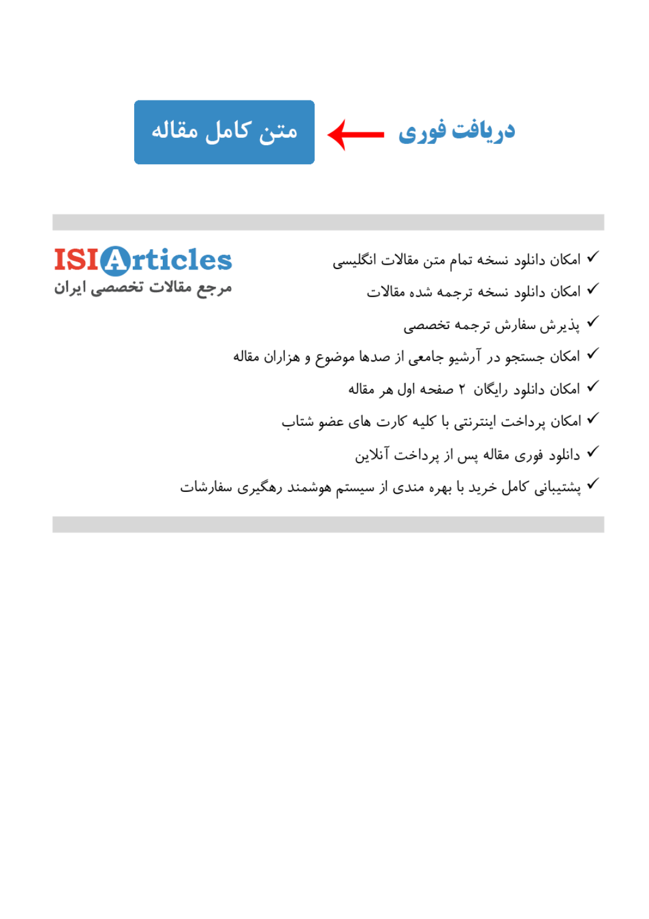دریافت فوری ← **متن کامل مقاله**

**ISIArticles**
مرجع مقالات تخصصی ایران

- ✓ امکان دانلود نسخه تمام متن مقالات انگلیسی
- ✓ امکان دانلود نسخه ترجمه شده مقالات
- ✓ پذیرش سفارش ترجمه تخصصی
- ✓ امکان جستجو در آرشیو جامعی از صدها موضوع و هزاران مقاله
- ✓ امکان دانلود رایگان ۲ صفحه اول هر مقاله
- ✓ امکان پرداخت اینترنتی با کلیه کارت های عضو شتاب
- ✓ دانلود فوری مقاله پس از پرداخت آنلاین
- ✓ پشتیبانی کامل خرید با بهره مندی از سیستم هوشمند رهگیری سفارشات